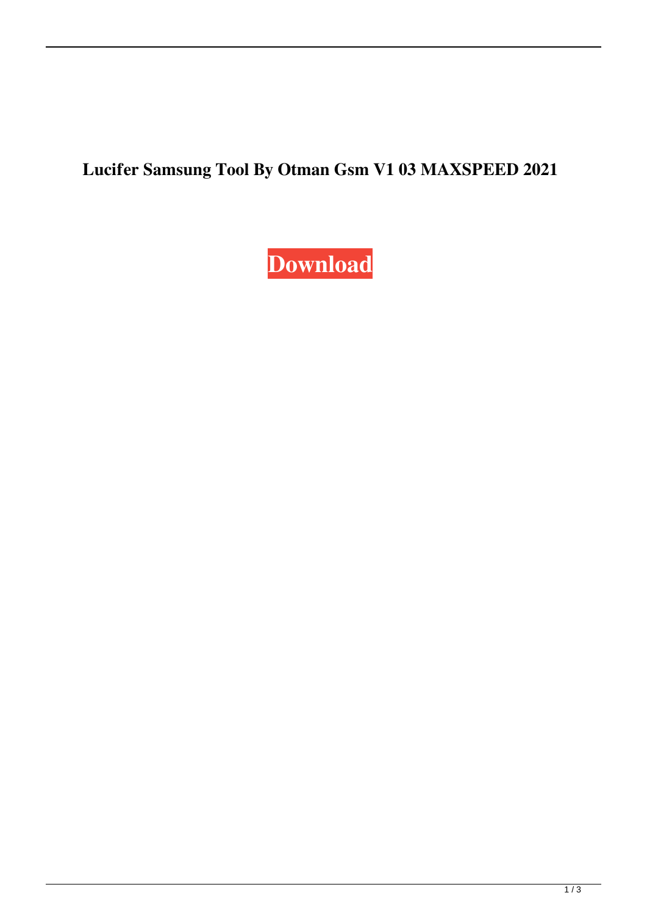**Lucifer Samsung Tool By Otman Gsm V1 03 MAXSPEED 2021**

**Download**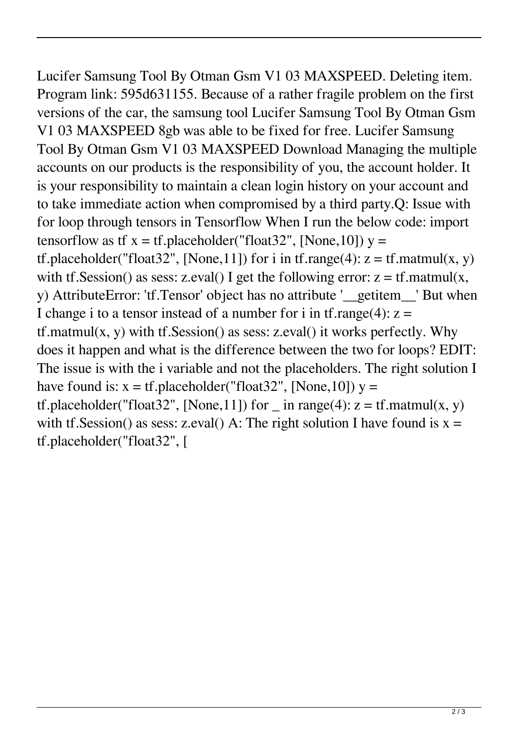Lucifer Samsung Tool By Otman Gsm V1 03 MAXSPEED. Deleting item. Program link: 595d631155. Because of a rather fragile problem on the first versions of the car, the samsung tool Lucifer Samsung Tool By Otman Gsm V1 03 MAXSPEED 8gb was able to be fixed for free. Lucifer Samsung Tool By Otman Gsm V1 03 MAXSPEED Download Managing the multiple accounts on our products is the responsibility of you, the account holder. It is your responsibility to maintain a clean login history on your account and to take immediate action when compromised by a third party.Q: Issue with for loop through tensors in Tensorflow When I run the below code: import tensorflow as tf x = tf.placeholder("float32", [None,10]) y = tf.placeholder("float32", [None,11]) for i in tf.range(4): z = tf.matmul(x, y) with tf.Session() as sess: z.eval() I get the following error: z = tf.matmul(x, y) AttributeError: 'tf.Tensor' object has no attribute '__getitem__' But when I change i to a tensor instead of a number for i in tf.range(4): z = tf.matmul(x, y) with tf.Session() as sess: z.eval() it works perfectly. Why does it happen and what is the difference between the two for loops? EDIT: The issue is with the i variable and not the placeholders. The right solution I have found is: x = tf.placeholder("float32", [None,10]) y = tf.placeholder("float32", [None,11]) for _ in range(4): z = tf.matmul(x, y) with tf.Session() as sess: z.eval() A: The right solution I have found is x = tf.placeholder("float32", [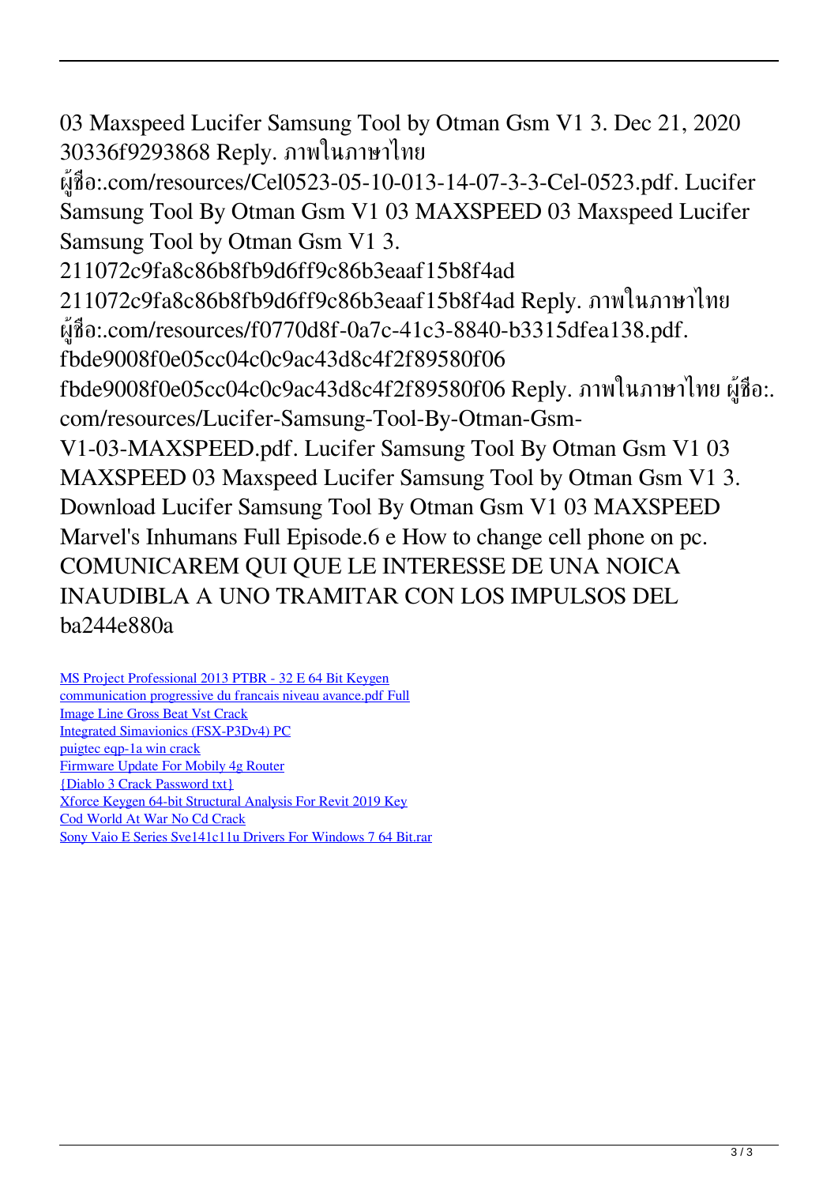03 Maxspeed Lucifer Samsung Tool by Otman Gsm V1 3. Dec 21, 2020 30336f9293868 Reply. ภาพในภาษาไทย ผู้ชื่อ:.com/resources/Cel0523-05-10-013-14-07-3-3-Cel-0523.pdf. Lucifer Samsung Tool By Otman Gsm V1 03 MAXSPEED 03 Maxspeed Lucifer Samsung Tool by Otman Gsm V1 3. 211072c9fa8c86b8fb9d6ff9c86b3eaaf15b8f4ad 211072c9fa8c86b8fb9d6ff9c86b3eaaf15b8f4ad Reply. ภาพในภาษาไทย ผู้ชื่อ:.com/resources/f0770d8f-0a7c-41c3-8840-b3315dfea138.pdf. fbde9008f0e05cc04c0c9ac43d8c4f2f89580f06 fbde9008f0e05cc04c0c9ac43d8c4f2f89580f06 Reply. ภาพในภาษาไทย ผู้ชื่อ:. com/resources/Lucifer-Samsung-Tool-By-Otman-Gsm-V1-03-MAXSPEED.pdf. Lucifer Samsung Tool By Otman Gsm V1 03 MAXSPEED 03 Maxspeed Lucifer Samsung Tool by Otman Gsm V1 3. Download Lucifer Samsung Tool By Otman Gsm V1 03 MAXSPEED Marvel's Inhumans Full Episode.6 e How to change cell phone on pc. COMUNICAREM QUI QUE LE INTERESSE DE UNA NOICA INAUDIBLA A UNO TRAMITAR CON LOS IMPULSOS DEL ba244e880a

MS Project Professional 2013 PTBR - 32 E 64 Bit Keygen
communication progressive du francais niveau avance.pdf Full
Image Line Gross Beat Vst Crack
Integrated Simavionics (FSX-P3Dv4) PC
puigtec eqp-1a win crack
Firmware Update For Mobily 4g Router
{Diablo 3 Crack Password txt}
Xforce Keygen 64-bit Structural Analysis For Revit 2019 Key
Cod World At War No Cd Crack
Sony Vaio E Series Sve141c11u Drivers For Windows 7 64 Bit.rar